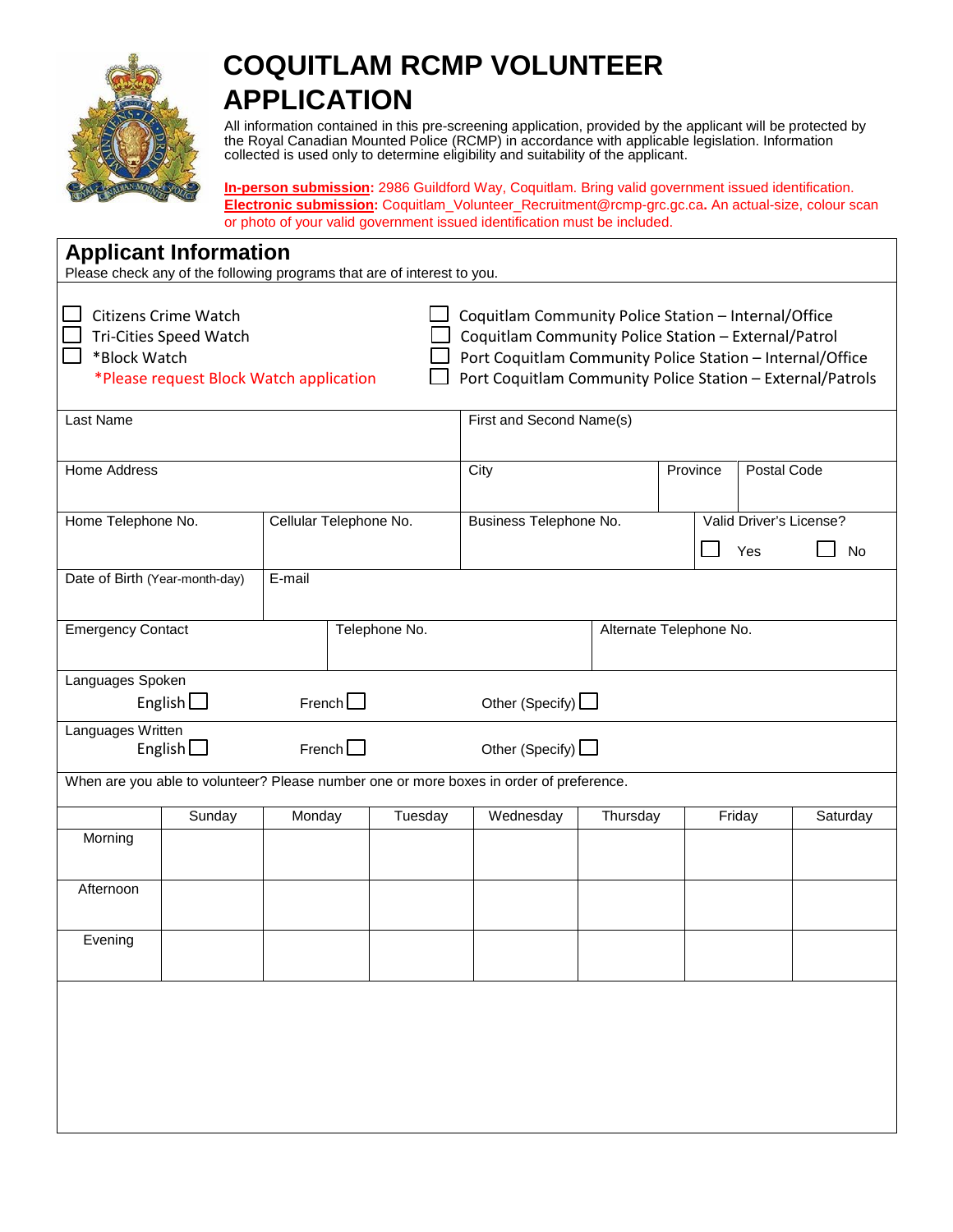# COQUITLAM RCMP VOLUNTEER APPLICATION

All information contained in this pre-screening application, provided by the applicant will be protected by the Royal Canadian Mounted Police (RCMP) in accordance with applicable legislation. Information collected is used only to determine eligibility and suitability of the applicant.

**In-person submission:** 2986 Guildford Way, Coquitlam. Bring valid government issued identification.
**Electronic submission:** Coquitlam_Volunteer_Recruitment@rcmp-grc.gc.ca**.** An actual-size, colour scan or photo of your valid government issued identification must be included.

## Applicant Information

Please check any of the following programs that are of interest to you.

- ☐ Citizens Crime Watch
- ☐ Tri-Cities Speed Watch
- ☐ *Block Watch
  *Please request Block Watch application
- ☐ Coquitlam Community Police Station – Internal/Office
- ☐ Coquitlam Community Police Station – External/Patrol
- ☐ Port Coquitlam Community Police Station – Internal/Office
- ☐ Port Coquitlam Community Police Station – External/Patrols

| Last Name | First and Second Name(s) | | |
|---|---|---|---|
| Home Address | City | Province | Postal Code |

| Home Telephone No. | Cellular Telephone No. | Business Telephone No. | Valid Driver's License? ☐ Yes ☐ No |
|---|---|---|---|
| Date of Birth (Year-month-day) | E-mail | | |

| Emergency Contact | Telephone No. | Alternate Telephone No. |
|---|---|---|

Languages Spoken
English ☐ French ☐ Other (Specify) ☐

Languages Written
English ☐ French ☐ Other (Specify) ☐

When are you able to volunteer? Please number one or more boxes in order of preference.

| | Sunday | Monday | Tuesday | Wednesday | Thursday | Friday | Saturday |
|---|---|---|---|---|---|---|---|
| Morning | | | | | | | |
| Afternoon | | | | | | | |
| Evening | | | | | | | |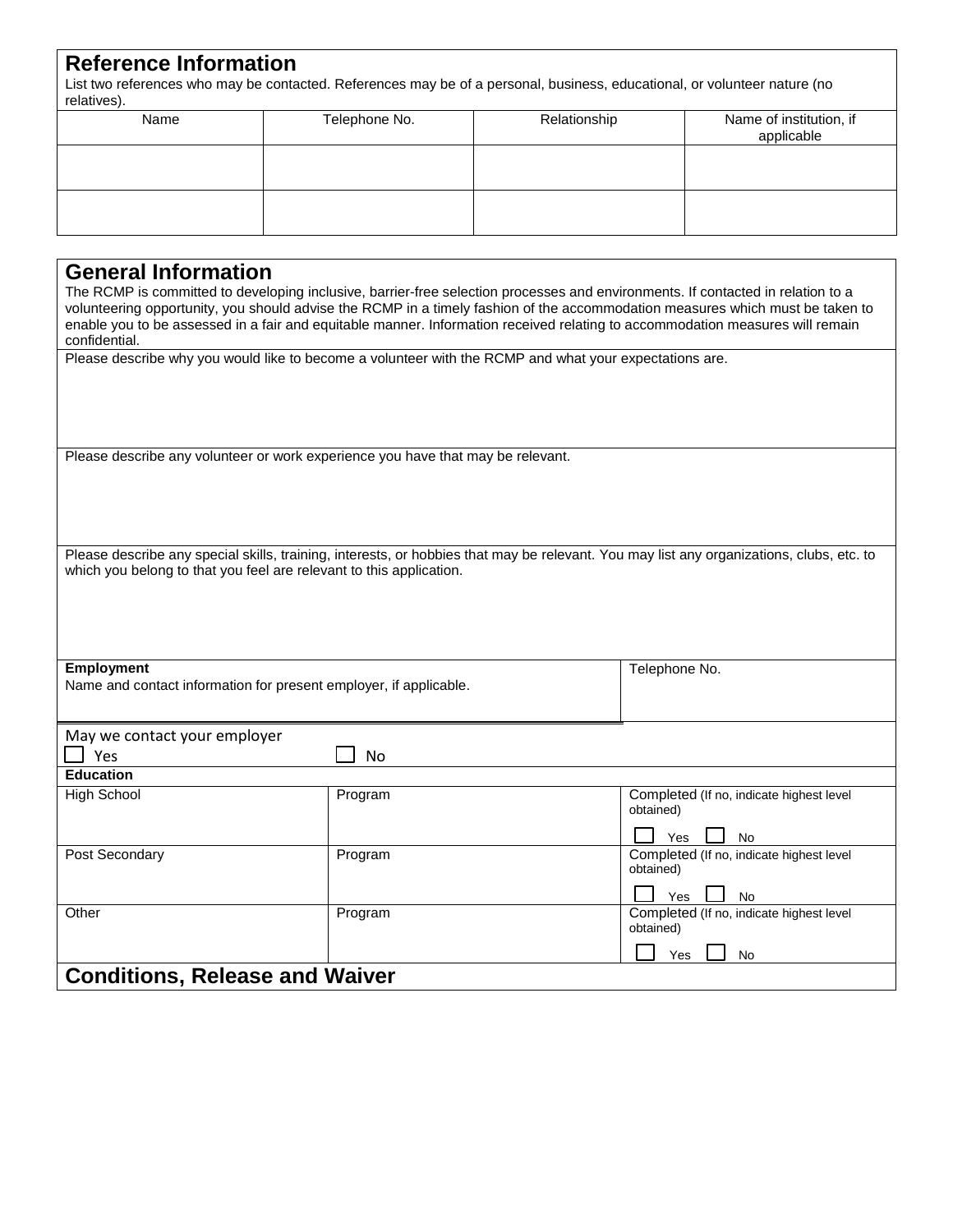## Reference Information

List two references who may be contacted. References may be of a personal, business, educational, or volunteer nature (no relatives).

| Name | Telephone No. | Relationship | Name of institution, if applicable |
|---|---|---|---|
| | | | |
| | | | |

## General Information

The RCMP is committed to developing inclusive, barrier-free selection processes and environments. If contacted in relation to a volunteering opportunity, you should advise the RCMP in a timely fashion of the accommodation measures which must be taken to enable you to be assessed in a fair and equitable manner. Information received relating to accommodation measures will remain confidential.

Please describe why you would like to become a volunteer with the RCMP and what your expectations are.

Please describe any volunteer or work experience you have that may be relevant.

Please describe any special skills, training, interests, or hobbies that may be relevant. You may list any organizations, clubs, etc. to which you belong to that you feel are relevant to this application.

| **Employment**<br>Name and contact information for present employer, if applicable. | Telephone No. |
|---|---|

May we contact your employer

☐ Yes ☐ No

**Education**

| | Program | Completed (If no, indicate highest level obtained) |
|---|---|---|
| High School | Program | ☐ Yes ☐ No |
| Post Secondary | Program | ☐ Yes ☐ No |
| Other | Program | ☐ Yes ☐ No |

## Conditions, Release and Waiver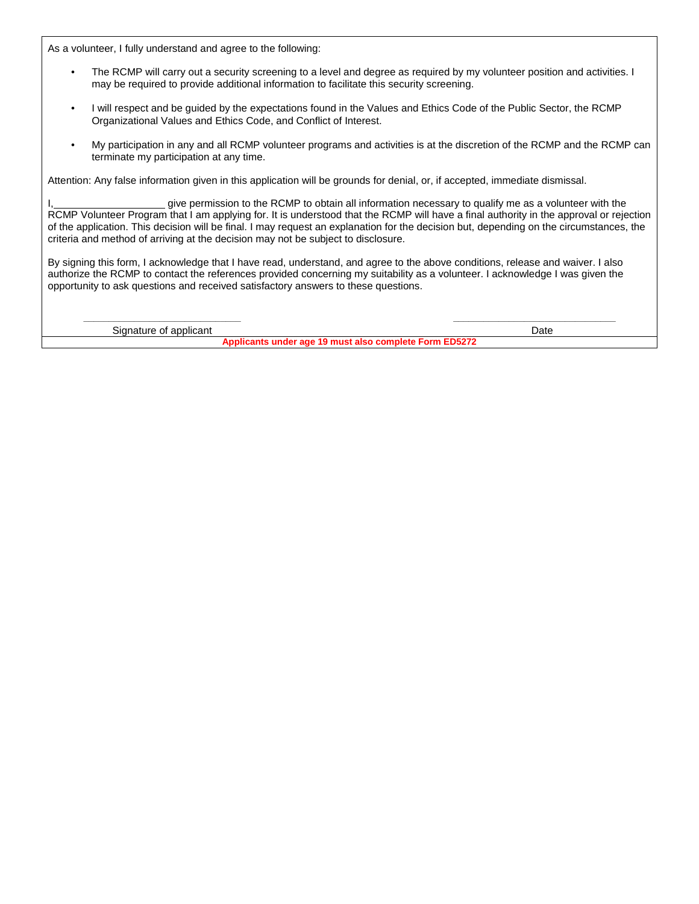As a volunteer, I fully understand and agree to the following:

- The RCMP will carry out a security screening to a level and degree as required by my volunteer position and activities. I may be required to provide additional information to facilitate this security screening.
- I will respect and be guided by the expectations found in the Values and Ethics Code of the Public Sector, the RCMP Organizational Values and Ethics Code, and Conflict of Interest.
- My participation in any and all RCMP volunteer programs and activities is at the discretion of the RCMP and the RCMP can terminate my participation at any time.

Attention: Any false information given in this application will be grounds for denial, or, if accepted, immediate dismissal.

I,____________________ give permission to the RCMP to obtain all information necessary to qualify me as a volunteer with the RCMP Volunteer Program that I am applying for. It is understood that the RCMP will have a final authority in the approval or rejection of the application. This decision will be final. I may request an explanation for the decision but, depending on the circumstances, the criteria and method of arriving at the decision may not be subject to disclosure.

By signing this form, I acknowledge that I have read, understand, and agree to the above conditions, release and waiver. I also authorize the RCMP to contact the references provided concerning my suitability as a volunteer. I acknowledge I was given the opportunity to ask questions and received satisfactory answers to these questions.

____________________________ ____________________________

Signature of applicant Date

**Applicants under age 19 must also complete Form ED5272**